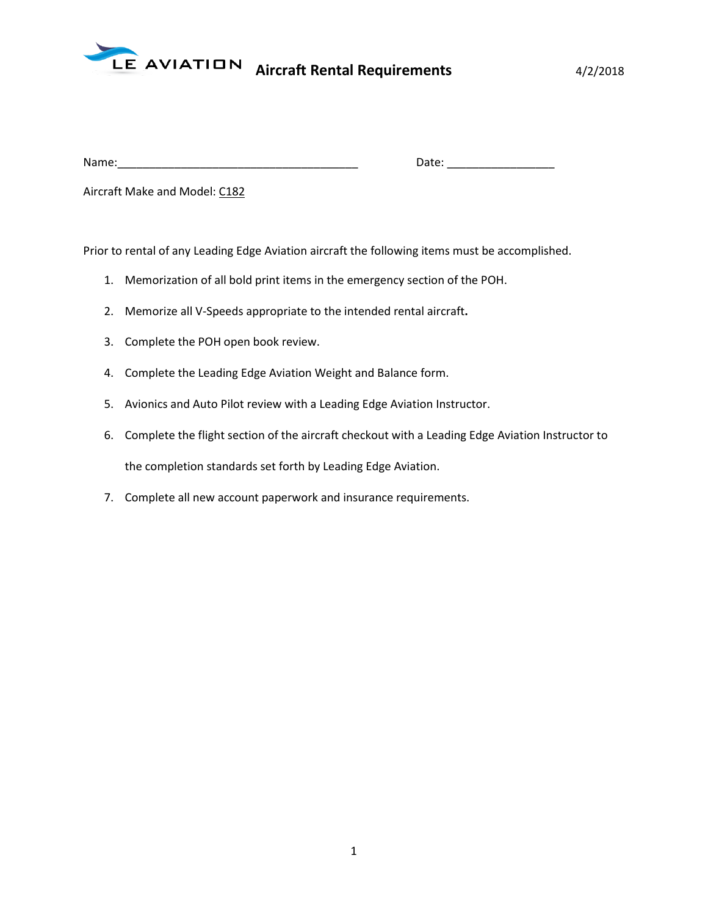# LE AVIATION Aircraft Rental Requirements

4/2/2018

Name:______________________________________ Date: _________________

Aircraft Make and Model: C182

Prior to rental of any Leading Edge Aviation aircraft the following items must be accomplished.

1. Memorization of all bold print items in the emergency section of the POH.
2. Memorize all V-Speeds appropriate to the intended rental aircraft.
3. Complete the POH open book review.
4. Complete the Leading Edge Aviation Weight and Balance form.
5. Avionics and Auto Pilot review with a Leading Edge Aviation Instructor.
6. Complete the flight section of the aircraft checkout with a Leading Edge Aviation Instructor to the completion standards set forth by Leading Edge Aviation.
7. Complete all new account paperwork and insurance requirements.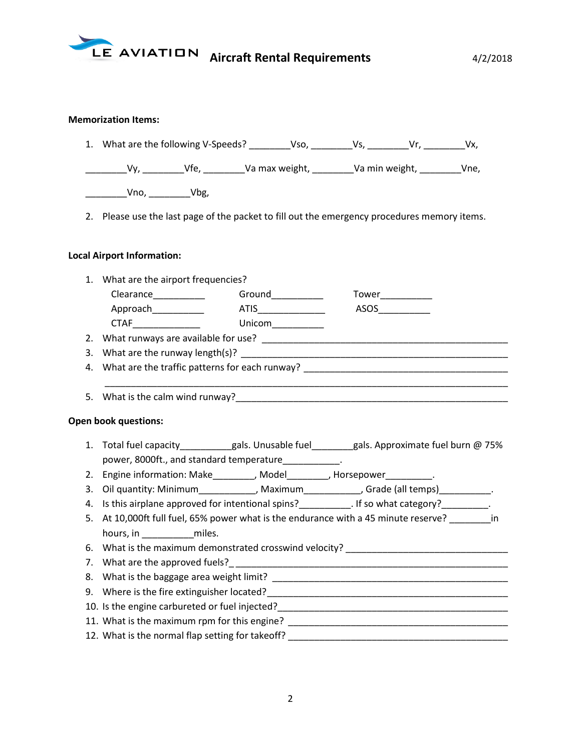LE AVIATION **Aircraft Rental Requirements** 4/2/2018

**Memorization Items:**

1. What are the following V-Speeds? ________Vso, ________Vs, ________Vr, ________Vx, ________Vy, ________Vfe, ________Va max weight, ________Va min weight, ________Vne, ________Vno, ________Vbg,
2. Please use the last page of the packet to fill out the emergency procedures memory items.

**Local Airport Information:**

1. What are the airport frequencies?
   Clearance__________ Ground__________ Tower__________
   Approach__________ ATIS_____________ ASOS__________
   CTAF_____________ Unicom__________
2. What runways are available for use? ______________________________________________
3. What are the runway length(s)? ______________________________________________
4. What are the traffic patterns for each runway? ______________________________________________
   ______________________________________________________________________________
5. What is the calm wind runway?______________________________________________

**Open book questions:**

1. Total fuel capacity__________gals. Unusable fuel________gals. Approximate fuel burn @ 75% power, 8000ft., and standard temperature___________.
2. Engine information: Make________, Model________, Horsepower_________.
3. Oil quantity: Minimum___________, Maximum___________, Grade (all temps)__________.
4. Is this airplane approved for intentional spins?__________. If so what category?_________.
5. At 10,000ft full fuel, 65% power what is the endurance with a 45 minute reserve? ________in hours, in __________miles.
6. What is the maximum demonstrated crosswind velocity? ______________________________
7. What are the approved fuels?_______________________________________________
8. What is the baggage area weight limit? ______________________________________________
9. Where is the fire extinguisher located?______________________________________________
10. Is the engine carbureted or fuel injected?______________________________________________
11. What is the maximum rpm for this engine? ______________________________________________
12. What is the normal flap setting for takeoff? ______________________________________________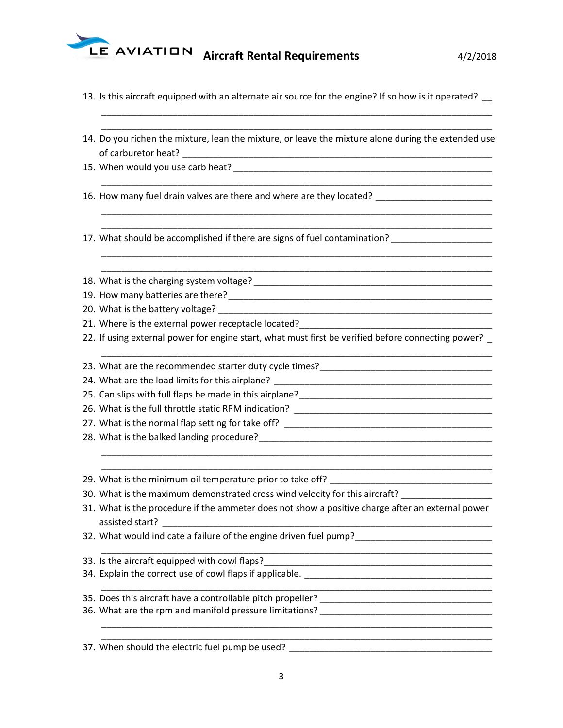13. Is this aircraft equipped with an alternate air source for the engine? If so how is it operated? __
    ________________________________________________________________________________
    ________________________________________________________________________________
14. Do you richen the mixture, lean the mixture, or leave the mixture alone during the extended use of carburetor heat? ____________________________________________________________
15. When would you use carb heat? ___________________________________________________
    ________________________________________________________________________________
16. How many fuel drain valves are there and where are they located? ______________________
    ________________________________________________________________________________
    ________________________________________________________________________________
17. What should be accomplished if there are signs of fuel contamination? __________________
    ________________________________________________________________________________
    ________________________________________________________________________________
18. What is the charging system voltage? ______________________________________________
19. How many batteries are there? ___________________________________________________
20. What is the battery voltage? _____________________________________________________
21. Where is the external power receptacle located?______________________________________
22. If using external power for engine start, what must first be verified before connecting power? _
    ________________________________________________________________________________
23. What are the recommended starter duty cycle times?_________________________________
24. What are the load limits for this airplane? __________________________________________
25. Can slips with full flaps be made in this airplane?_____________________________________
26. What is the full throttle static RPM indication? ______________________________________
27. What is the normal flap setting for take off? ________________________________________
28. What is the balked landing procedure?_____________________________________________
    ________________________________________________________________________________
    ________________________________________________________________________________
29. What is the minimum oil temperature prior to take off? ________________________________
30. What is the maximum demonstrated cross wind velocity for this aircraft? _________________
31. What is the procedure if the ammeter does not show a positive charge after an external power assisted start? ______________________________________________________________
32. What would indicate a failure of the engine driven fuel pump?__________________________
    ________________________________________________________________________________
33. Is the aircraft equipped with cowl flaps?____________________________________________
34. Explain the correct use of cowl flaps if applicable. ___________________________________
    ________________________________________________________________________________
35. Does this aircraft have a controllable pitch propeller? _________________________________
36. What are the rpm and manifold pressure limitations? _________________________________
    ________________________________________________________________________________
    ________________________________________________________________________________
37. When should the electric fuel pump be used? _______________________________________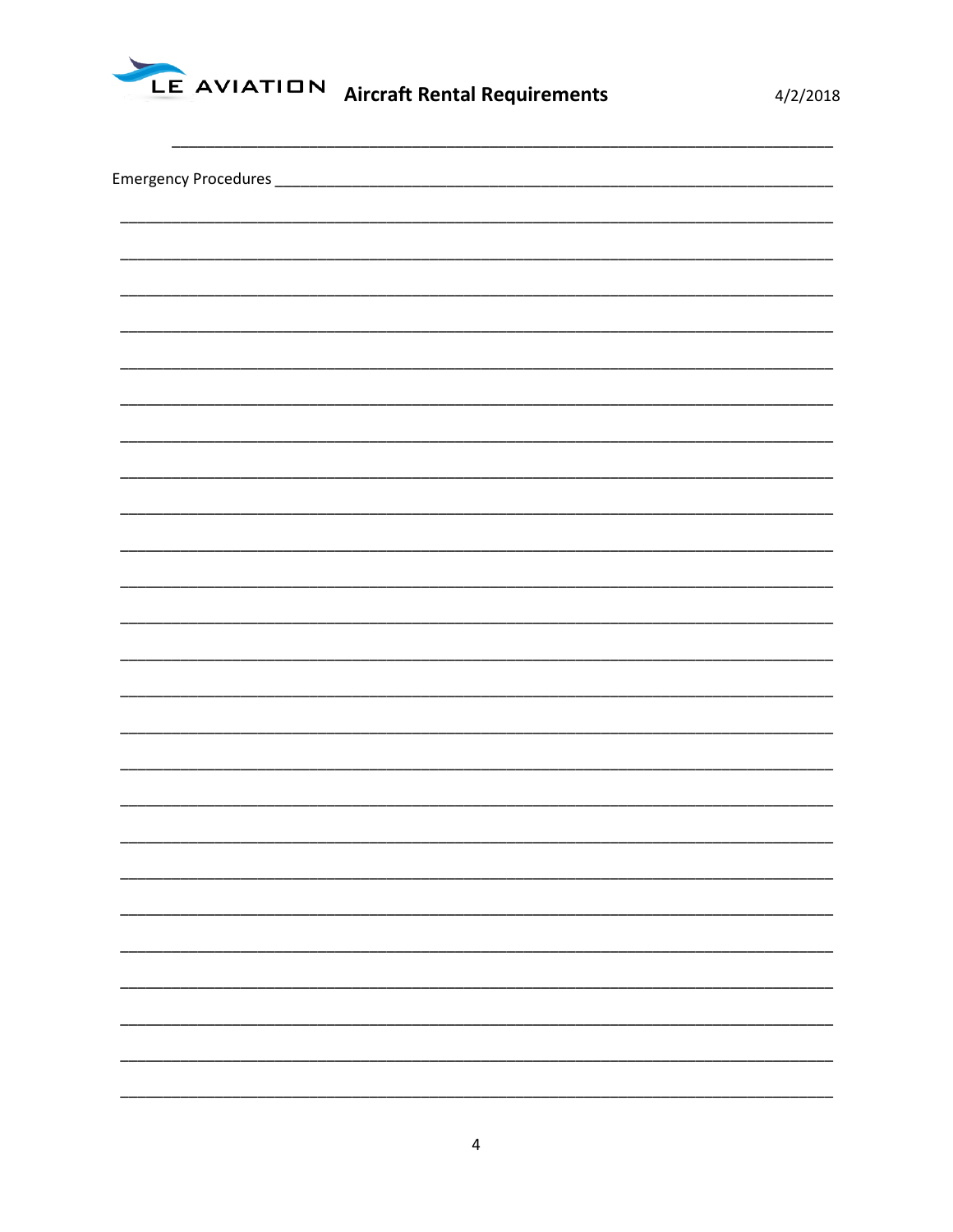______________________________________________________________________________

Emergency Procedures ______________________________________________________________

______________________________________________________________________________

______________________________________________________________________________

______________________________________________________________________________

______________________________________________________________________________

______________________________________________________________________________

______________________________________________________________________________

______________________________________________________________________________

______________________________________________________________________________

______________________________________________________________________________

______________________________________________________________________________

______________________________________________________________________________

______________________________________________________________________________

______________________________________________________________________________

______________________________________________________________________________

______________________________________________________________________________

______________________________________________________________________________

______________________________________________________________________________

______________________________________________________________________________

______________________________________________________________________________

______________________________________________________________________________

______________________________________________________________________________

______________________________________________________________________________

______________________________________________________________________________

______________________________________________________________________________

______________________________________________________________________________